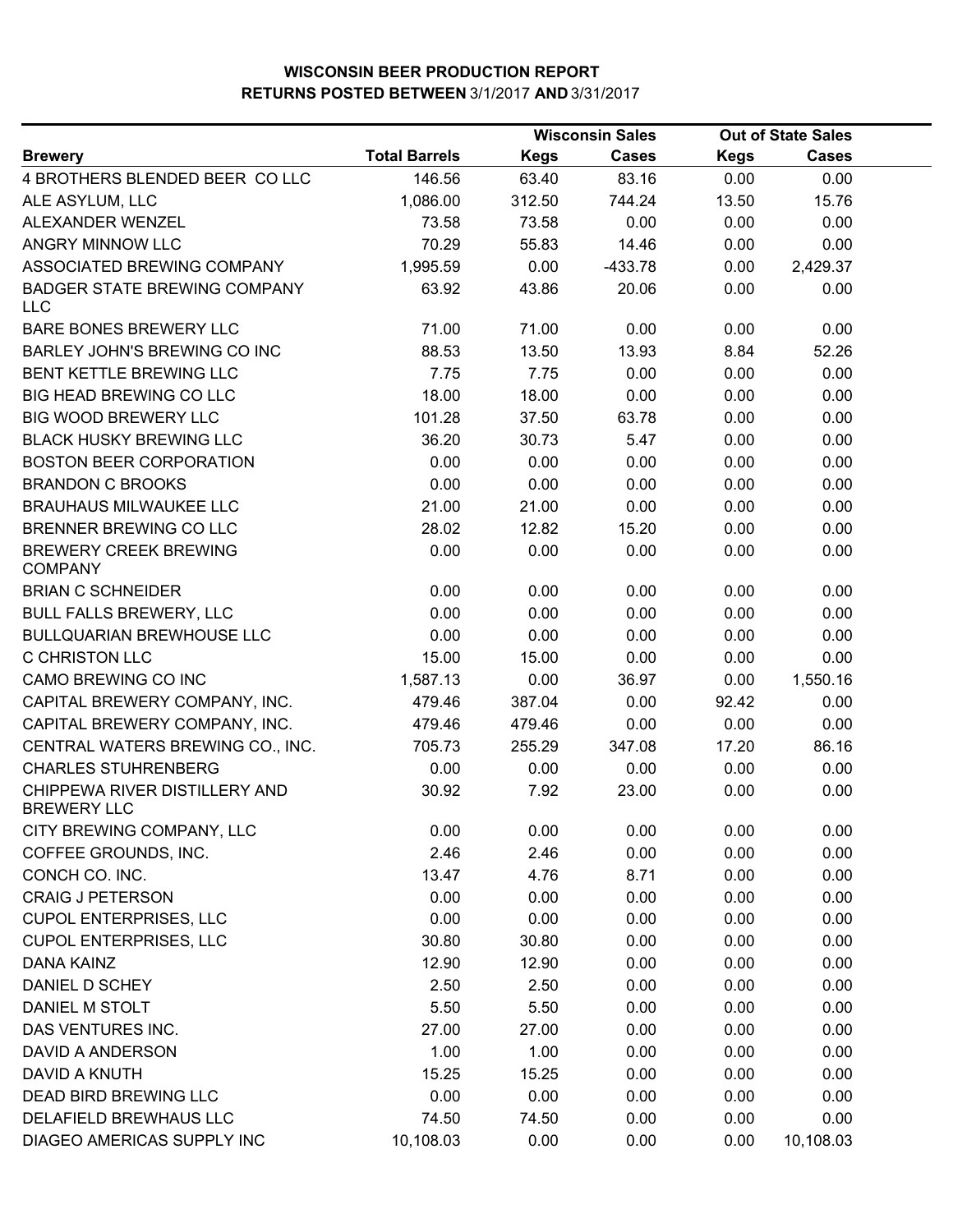# WISCONSIN BEER PRODUCTION REPORT

## RETURNS POSTED BETWEEN 3/1/2017 AND 3/31/2017

| | | Wisconsin Sales | | Out of State Sales | |
|---|---|---|---|---|---|
| **Brewery** | **Total Barrels** | **Kegs** | **Cases** | **Kegs** | **Cases** |
| 4 BROTHERS BLENDED BEER CO LLC | 146.56 | 63.40 | 83.16 | 0.00 | 0.00 |
| ALE ASYLUM, LLC | 1,086.00 | 312.50 | 744.24 | 13.50 | 15.76 |
| ALEXANDER WENZEL | 73.58 | 73.58 | 0.00 | 0.00 | 0.00 |
| ANGRY MINNOW LLC | 70.29 | 55.83 | 14.46 | 0.00 | 0.00 |
| ASSOCIATED BREWING COMPANY | 1,995.59 | 0.00 | -433.78 | 0.00 | 2,429.37 |
| BADGER STATE BREWING COMPANY LLC | 63.92 | 43.86 | 20.06 | 0.00 | 0.00 |
| BARE BONES BREWERY LLC | 71.00 | 71.00 | 0.00 | 0.00 | 0.00 |
| BARLEY JOHN'S BREWING CO INC | 88.53 | 13.50 | 13.93 | 8.84 | 52.26 |
| BENT KETTLE BREWING LLC | 7.75 | 7.75 | 0.00 | 0.00 | 0.00 |
| BIG HEAD BREWING CO LLC | 18.00 | 18.00 | 0.00 | 0.00 | 0.00 |
| BIG WOOD BREWERY LLC | 101.28 | 37.50 | 63.78 | 0.00 | 0.00 |
| BLACK HUSKY BREWING LLC | 36.20 | 30.73 | 5.47 | 0.00 | 0.00 |
| BOSTON BEER CORPORATION | 0.00 | 0.00 | 0.00 | 0.00 | 0.00 |
| BRANDON C BROOKS | 0.00 | 0.00 | 0.00 | 0.00 | 0.00 |
| BRAUHAUS MILWAUKEE LLC | 21.00 | 21.00 | 0.00 | 0.00 | 0.00 |
| BRENNER BREWING CO LLC | 28.02 | 12.82 | 15.20 | 0.00 | 0.00 |
| BREWERY CREEK BREWING COMPANY | 0.00 | 0.00 | 0.00 | 0.00 | 0.00 |
| BRIAN C SCHNEIDER | 0.00 | 0.00 | 0.00 | 0.00 | 0.00 |
| BULL FALLS BREWERY, LLC | 0.00 | 0.00 | 0.00 | 0.00 | 0.00 |
| BULLQUARIAN BREWHOUSE LLC | 0.00 | 0.00 | 0.00 | 0.00 | 0.00 |
| C CHRISTON LLC | 15.00 | 15.00 | 0.00 | 0.00 | 0.00 |
| CAMO BREWING CO INC | 1,587.13 | 0.00 | 36.97 | 0.00 | 1,550.16 |
| CAPITAL BREWERY COMPANY, INC. | 479.46 | 387.04 | 0.00 | 92.42 | 0.00 |
| CAPITAL BREWERY COMPANY, INC. | 479.46 | 479.46 | 0.00 | 0.00 | 0.00 |
| CENTRAL WATERS BREWING CO., INC. | 705.73 | 255.29 | 347.08 | 17.20 | 86.16 |
| CHARLES STUHRENBERG | 0.00 | 0.00 | 0.00 | 0.00 | 0.00 |
| CHIPPEWA RIVER DISTILLERY AND BREWERY LLC | 30.92 | 7.92 | 23.00 | 0.00 | 0.00 |
| CITY BREWING COMPANY, LLC | 0.00 | 0.00 | 0.00 | 0.00 | 0.00 |
| COFFEE GROUNDS, INC. | 2.46 | 2.46 | 0.00 | 0.00 | 0.00 |
| CONCH CO. INC. | 13.47 | 4.76 | 8.71 | 0.00 | 0.00 |
| CRAIG J PETERSON | 0.00 | 0.00 | 0.00 | 0.00 | 0.00 |
| CUPOL ENTERPRISES, LLC | 0.00 | 0.00 | 0.00 | 0.00 | 0.00 |
| CUPOL ENTERPRISES, LLC | 30.80 | 30.80 | 0.00 | 0.00 | 0.00 |
| DANA KAINZ | 12.90 | 12.90 | 0.00 | 0.00 | 0.00 |
| DANIEL D SCHEY | 2.50 | 2.50 | 0.00 | 0.00 | 0.00 |
| DANIEL M STOLT | 5.50 | 5.50 | 0.00 | 0.00 | 0.00 |
| DAS VENTURES INC. | 27.00 | 27.00 | 0.00 | 0.00 | 0.00 |
| DAVID A ANDERSON | 1.00 | 1.00 | 0.00 | 0.00 | 0.00 |
| DAVID A KNUTH | 15.25 | 15.25 | 0.00 | 0.00 | 0.00 |
| DEAD BIRD BREWING LLC | 0.00 | 0.00 | 0.00 | 0.00 | 0.00 |
| DELAFIELD BREWHAUS LLC | 74.50 | 74.50 | 0.00 | 0.00 | 0.00 |
| DIAGEO AMERICAS SUPPLY INC | 10,108.03 | 0.00 | 0.00 | 0.00 | 10,108.03 |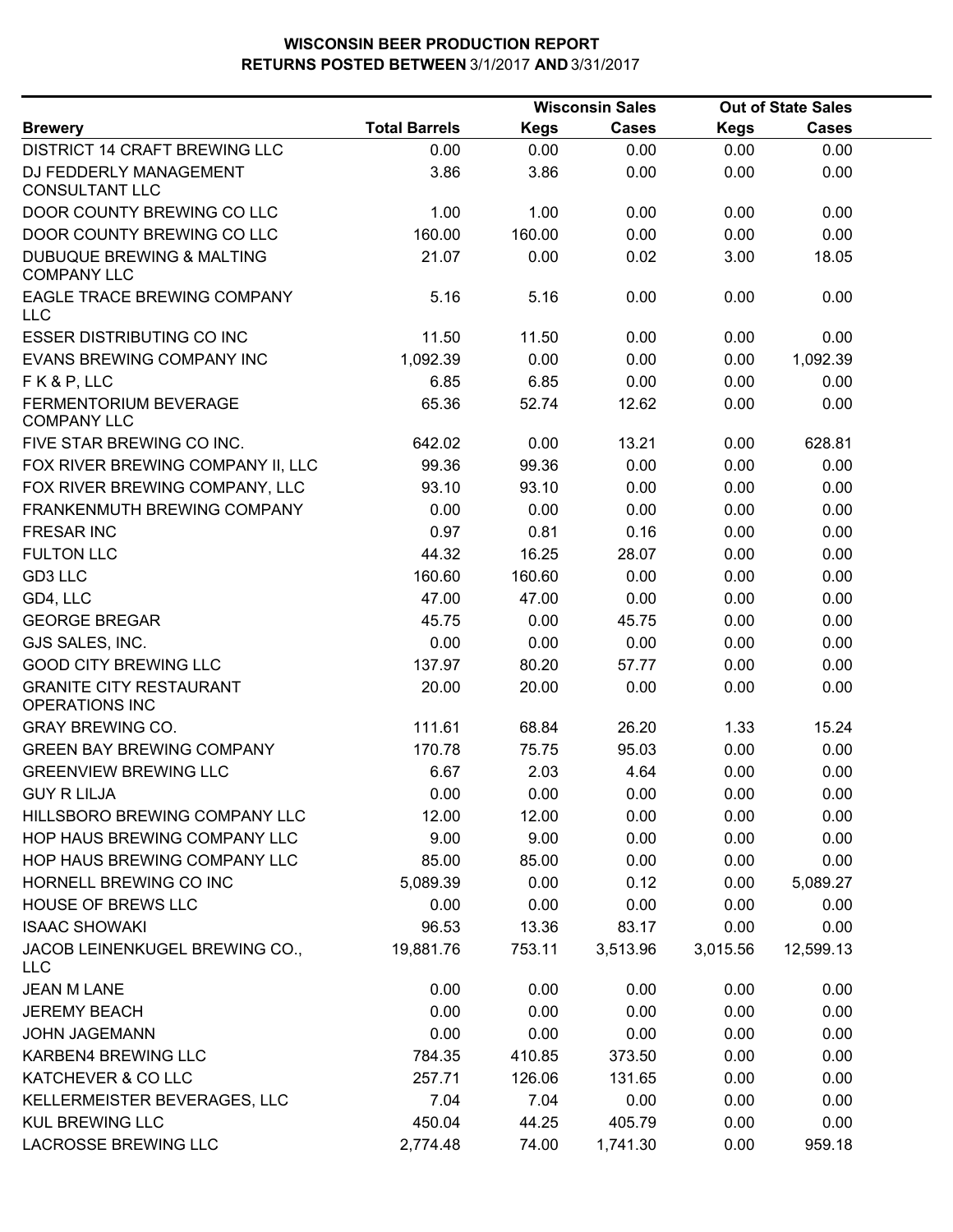# WISCONSIN BEER PRODUCTION REPORT
## RETURNS POSTED BETWEEN 3/1/2017 AND 3/31/2017

| Brewery | Total Barrels | Wisconsin Sales Kegs | Wisconsin Sales Cases | Out of State Sales Kegs | Out of State Sales Cases |
|---|---|---|---|---|---|
| DISTRICT 14 CRAFT BREWING LLC | 0.00 | 0.00 | 0.00 | 0.00 | 0.00 |
| DJ FEDDERLY MANAGEMENT CONSULTANT LLC | 3.86 | 3.86 | 0.00 | 0.00 | 0.00 |
| DOOR COUNTY BREWING CO LLC | 1.00 | 1.00 | 0.00 | 0.00 | 0.00 |
| DOOR COUNTY BREWING CO LLC | 160.00 | 160.00 | 0.00 | 0.00 | 0.00 |
| DUBUQUE BREWING & MALTING COMPANY LLC | 21.07 | 0.00 | 0.02 | 3.00 | 18.05 |
| EAGLE TRACE BREWING COMPANY LLC | 5.16 | 5.16 | 0.00 | 0.00 | 0.00 |
| ESSER DISTRIBUTING CO INC | 11.50 | 11.50 | 0.00 | 0.00 | 0.00 |
| EVANS BREWING COMPANY INC | 1,092.39 | 0.00 | 0.00 | 0.00 | 1,092.39 |
| F K & P, LLC | 6.85 | 6.85 | 0.00 | 0.00 | 0.00 |
| FERMENTORIUM BEVERAGE COMPANY LLC | 65.36 | 52.74 | 12.62 | 0.00 | 0.00 |
| FIVE STAR BREWING CO INC. | 642.02 | 0.00 | 13.21 | 0.00 | 628.81 |
| FOX RIVER BREWING COMPANY II, LLC | 99.36 | 99.36 | 0.00 | 0.00 | 0.00 |
| FOX RIVER BREWING COMPANY, LLC | 93.10 | 93.10 | 0.00 | 0.00 | 0.00 |
| FRANKENMUTH BREWING COMPANY | 0.00 | 0.00 | 0.00 | 0.00 | 0.00 |
| FRESAR INC | 0.97 | 0.81 | 0.16 | 0.00 | 0.00 |
| FULTON LLC | 44.32 | 16.25 | 28.07 | 0.00 | 0.00 |
| GD3 LLC | 160.60 | 160.60 | 0.00 | 0.00 | 0.00 |
| GD4, LLC | 47.00 | 47.00 | 0.00 | 0.00 | 0.00 |
| GEORGE BREGAR | 45.75 | 0.00 | 45.75 | 0.00 | 0.00 |
| GJS SALES, INC. | 0.00 | 0.00 | 0.00 | 0.00 | 0.00 |
| GOOD CITY BREWING LLC | 137.97 | 80.20 | 57.77 | 0.00 | 0.00 |
| GRANITE CITY RESTAURANT OPERATIONS INC | 20.00 | 20.00 | 0.00 | 0.00 | 0.00 |
| GRAY BREWING CO. | 111.61 | 68.84 | 26.20 | 1.33 | 15.24 |
| GREEN BAY BREWING COMPANY | 170.78 | 75.75 | 95.03 | 0.00 | 0.00 |
| GREENVIEW BREWING LLC | 6.67 | 2.03 | 4.64 | 0.00 | 0.00 |
| GUY R LILJA | 0.00 | 0.00 | 0.00 | 0.00 | 0.00 |
| HILLSBORO BREWING COMPANY LLC | 12.00 | 12.00 | 0.00 | 0.00 | 0.00 |
| HOP HAUS BREWING COMPANY LLC | 9.00 | 9.00 | 0.00 | 0.00 | 0.00 |
| HOP HAUS BREWING COMPANY LLC | 85.00 | 85.00 | 0.00 | 0.00 | 0.00 |
| HORNELL BREWING CO INC | 5,089.39 | 0.00 | 0.12 | 0.00 | 5,089.27 |
| HOUSE OF BREWS LLC | 0.00 | 0.00 | 0.00 | 0.00 | 0.00 |
| ISAAC SHOWAKI | 96.53 | 13.36 | 83.17 | 0.00 | 0.00 |
| JACOB LEINENKUGEL BREWING CO., LLC | 19,881.76 | 753.11 | 3,513.96 | 3,015.56 | 12,599.13 |
| JEAN M LANE | 0.00 | 0.00 | 0.00 | 0.00 | 0.00 |
| JEREMY BEACH | 0.00 | 0.00 | 0.00 | 0.00 | 0.00 |
| JOHN JAGEMANN | 0.00 | 0.00 | 0.00 | 0.00 | 0.00 |
| KARBEN4 BREWING LLC | 784.35 | 410.85 | 373.50 | 0.00 | 0.00 |
| KATCHEVER & CO LLC | 257.71 | 126.06 | 131.65 | 0.00 | 0.00 |
| KELLERMEISTER BEVERAGES, LLC | 7.04 | 7.04 | 0.00 | 0.00 | 0.00 |
| KUL BREWING LLC | 450.04 | 44.25 | 405.79 | 0.00 | 0.00 |
| LACROSSE BREWING LLC | 2,774.48 | 74.00 | 1,741.30 | 0.00 | 959.18 |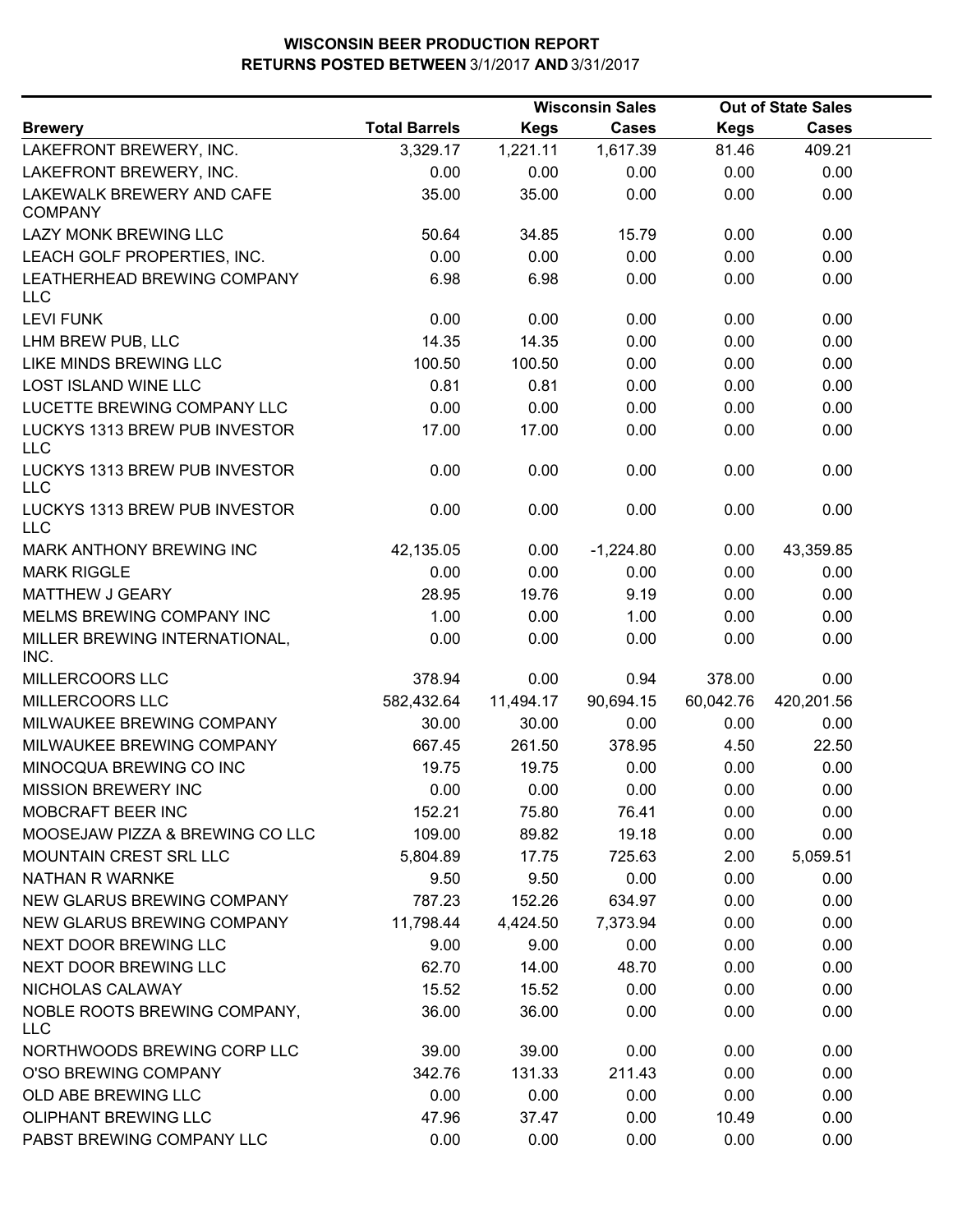**WISCONSIN BEER PRODUCTION REPORT**
**RETURNS POSTED BETWEEN** 3/1/2017 **AND** 3/31/2017

| Brewery | Total Barrels | Wisconsin Sales Kegs | Wisconsin Sales Cases | Out of State Sales Kegs | Out of State Sales Cases |
|---|---|---|---|---|---|
| LAKEFRONT BREWERY, INC. | 3,329.17 | 1,221.11 | 1,617.39 | 81.46 | 409.21 |
| LAKEFRONT BREWERY, INC. | 0.00 | 0.00 | 0.00 | 0.00 | 0.00 |
| LAKEWALK BREWERY AND CAFE COMPANY | 35.00 | 35.00 | 0.00 | 0.00 | 0.00 |
| LAZY MONK BREWING LLC | 50.64 | 34.85 | 15.79 | 0.00 | 0.00 |
| LEACH GOLF PROPERTIES, INC. | 0.00 | 0.00 | 0.00 | 0.00 | 0.00 |
| LEATHERHEAD BREWING COMPANY LLC | 6.98 | 6.98 | 0.00 | 0.00 | 0.00 |
| LEVI FUNK | 0.00 | 0.00 | 0.00 | 0.00 | 0.00 |
| LHM BREW PUB, LLC | 14.35 | 14.35 | 0.00 | 0.00 | 0.00 |
| LIKE MINDS BREWING LLC | 100.50 | 100.50 | 0.00 | 0.00 | 0.00 |
| LOST ISLAND WINE LLC | 0.81 | 0.81 | 0.00 | 0.00 | 0.00 |
| LUCETTE BREWING COMPANY LLC | 0.00 | 0.00 | 0.00 | 0.00 | 0.00 |
| LUCKYS 1313 BREW PUB INVESTOR LLC | 17.00 | 17.00 | 0.00 | 0.00 | 0.00 |
| LUCKYS 1313 BREW PUB INVESTOR LLC | 0.00 | 0.00 | 0.00 | 0.00 | 0.00 |
| LUCKYS 1313 BREW PUB INVESTOR LLC | 0.00 | 0.00 | 0.00 | 0.00 | 0.00 |
| MARK ANTHONY BREWING INC | 42,135.05 | 0.00 | -1,224.80 | 0.00 | 43,359.85 |
| MARK RIGGLE | 0.00 | 0.00 | 0.00 | 0.00 | 0.00 |
| MATTHEW J GEARY | 28.95 | 19.76 | 9.19 | 0.00 | 0.00 |
| MELMS BREWING COMPANY INC | 1.00 | 0.00 | 1.00 | 0.00 | 0.00 |
| MILLER BREWING INTERNATIONAL, INC. | 0.00 | 0.00 | 0.00 | 0.00 | 0.00 |
| MILLERCOORS LLC | 378.94 | 0.00 | 0.94 | 378.00 | 0.00 |
| MILLERCOORS LLC | 582,432.64 | 11,494.17 | 90,694.15 | 60,042.76 | 420,201.56 |
| MILWAUKEE BREWING COMPANY | 30.00 | 30.00 | 0.00 | 0.00 | 0.00 |
| MILWAUKEE BREWING COMPANY | 667.45 | 261.50 | 378.95 | 4.50 | 22.50 |
| MINOCQUA BREWING CO INC | 19.75 | 19.75 | 0.00 | 0.00 | 0.00 |
| MISSION BREWERY INC | 0.00 | 0.00 | 0.00 | 0.00 | 0.00 |
| MOBCRAFT BEER INC | 152.21 | 75.80 | 76.41 | 0.00 | 0.00 |
| MOOSEJAW PIZZA & BREWING CO LLC | 109.00 | 89.82 | 19.18 | 0.00 | 0.00 |
| MOUNTAIN CREST SRL LLC | 5,804.89 | 17.75 | 725.63 | 2.00 | 5,059.51 |
| NATHAN R WARNKE | 9.50 | 9.50 | 0.00 | 0.00 | 0.00 |
| NEW GLARUS BREWING COMPANY | 787.23 | 152.26 | 634.97 | 0.00 | 0.00 |
| NEW GLARUS BREWING COMPANY | 11,798.44 | 4,424.50 | 7,373.94 | 0.00 | 0.00 |
| NEXT DOOR BREWING LLC | 9.00 | 9.00 | 0.00 | 0.00 | 0.00 |
| NEXT DOOR BREWING LLC | 62.70 | 14.00 | 48.70 | 0.00 | 0.00 |
| NICHOLAS CALAWAY | 15.52 | 15.52 | 0.00 | 0.00 | 0.00 |
| NOBLE ROOTS BREWING COMPANY, LLC | 36.00 | 36.00 | 0.00 | 0.00 | 0.00 |
| NORTHWOODS BREWING CORP LLC | 39.00 | 39.00 | 0.00 | 0.00 | 0.00 |
| O'SO BREWING COMPANY | 342.76 | 131.33 | 211.43 | 0.00 | 0.00 |
| OLD ABE BREWING LLC | 0.00 | 0.00 | 0.00 | 0.00 | 0.00 |
| OLIPHANT BREWING LLC | 47.96 | 37.47 | 0.00 | 10.49 | 0.00 |
| PABST BREWING COMPANY LLC | 0.00 | 0.00 | 0.00 | 0.00 | 0.00 |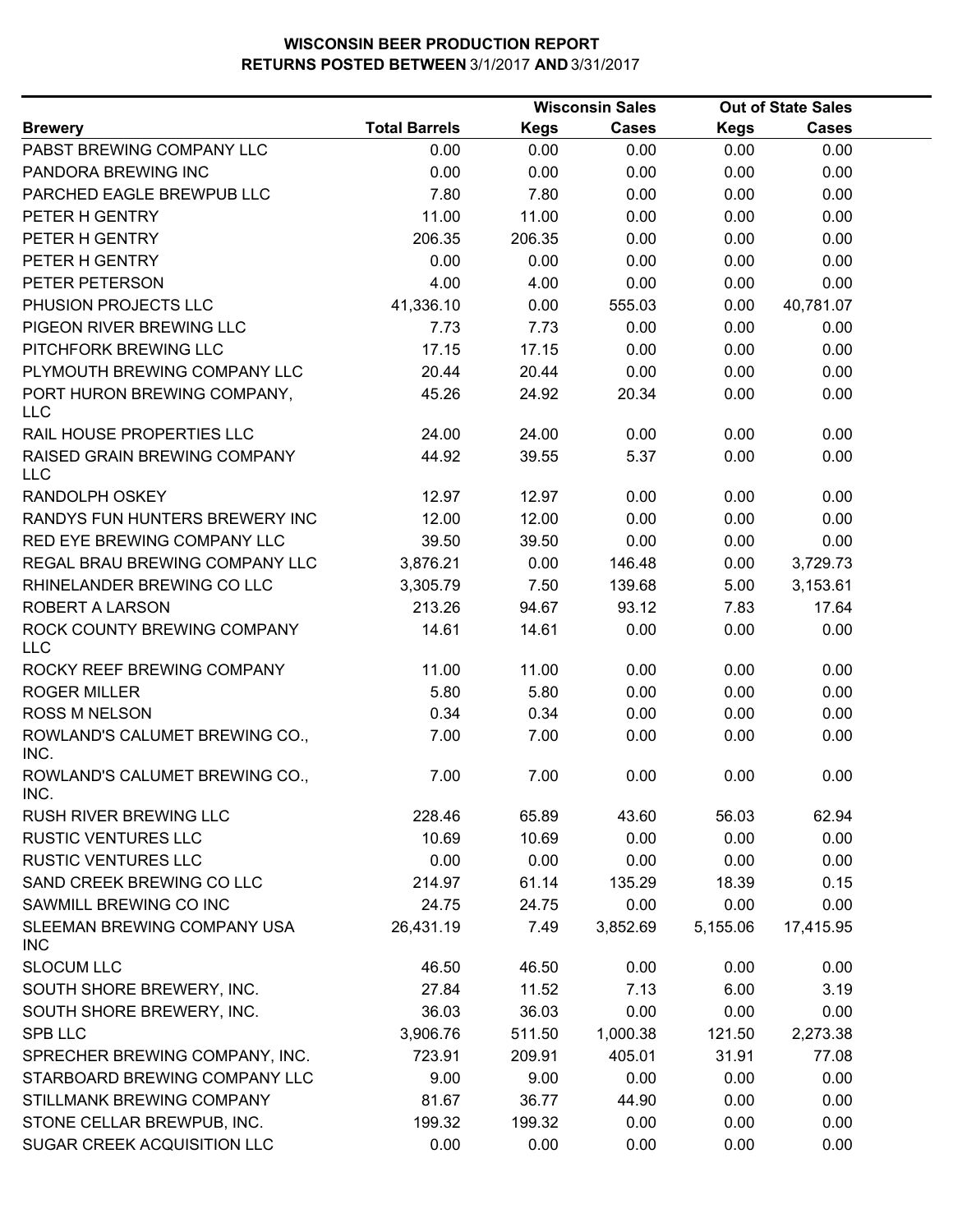# WISCONSIN BEER PRODUCTION REPORT
## RETURNS POSTED BETWEEN 3/1/2017 AND 3/31/2017

| Brewery | Total Barrels | Wisconsin Sales | | Out of State Sales | |
|---|---|---|---|---|---|
| | | Kegs | Cases | Kegs | Cases |
| PABST BREWING COMPANY LLC | 0.00 | 0.00 | 0.00 | 0.00 | 0.00 |
| PANDORA BREWING INC | 0.00 | 0.00 | 0.00 | 0.00 | 0.00 |
| PARCHED EAGLE BREWPUB LLC | 7.80 | 7.80 | 0.00 | 0.00 | 0.00 |
| PETER H GENTRY | 11.00 | 11.00 | 0.00 | 0.00 | 0.00 |
| PETER H GENTRY | 206.35 | 206.35 | 0.00 | 0.00 | 0.00 |
| PETER H GENTRY | 0.00 | 0.00 | 0.00 | 0.00 | 0.00 |
| PETER PETERSON | 4.00 | 4.00 | 0.00 | 0.00 | 0.00 |
| PHUSION PROJECTS LLC | 41,336.10 | 0.00 | 555.03 | 0.00 | 40,781.07 |
| PIGEON RIVER BREWING LLC | 7.73 | 7.73 | 0.00 | 0.00 | 0.00 |
| PITCHFORK BREWING LLC | 17.15 | 17.15 | 0.00 | 0.00 | 0.00 |
| PLYMOUTH BREWING COMPANY LLC | 20.44 | 20.44 | 0.00 | 0.00 | 0.00 |
| PORT HURON BREWING COMPANY, LLC | 45.26 | 24.92 | 20.34 | 0.00 | 0.00 |
| RAIL HOUSE PROPERTIES LLC | 24.00 | 24.00 | 0.00 | 0.00 | 0.00 |
| RAISED GRAIN BREWING COMPANY LLC | 44.92 | 39.55 | 5.37 | 0.00 | 0.00 |
| RANDOLPH OSKEY | 12.97 | 12.97 | 0.00 | 0.00 | 0.00 |
| RANDYS FUN HUNTERS BREWERY INC | 12.00 | 12.00 | 0.00 | 0.00 | 0.00 |
| RED EYE BREWING COMPANY LLC | 39.50 | 39.50 | 0.00 | 0.00 | 0.00 |
| REGAL BRAU BREWING COMPANY LLC | 3,876.21 | 0.00 | 146.48 | 0.00 | 3,729.73 |
| RHINELANDER BREWING CO LLC | 3,305.79 | 7.50 | 139.68 | 5.00 | 3,153.61 |
| ROBERT A LARSON | 213.26 | 94.67 | 93.12 | 7.83 | 17.64 |
| ROCK COUNTY BREWING COMPANY LLC | 14.61 | 14.61 | 0.00 | 0.00 | 0.00 |
| ROCKY REEF BREWING COMPANY | 11.00 | 11.00 | 0.00 | 0.00 | 0.00 |
| ROGER MILLER | 5.80 | 5.80 | 0.00 | 0.00 | 0.00 |
| ROSS M NELSON | 0.34 | 0.34 | 0.00 | 0.00 | 0.00 |
| ROWLAND'S CALUMET BREWING CO., INC. | 7.00 | 7.00 | 0.00 | 0.00 | 0.00 |
| ROWLAND'S CALUMET BREWING CO., INC. | 7.00 | 7.00 | 0.00 | 0.00 | 0.00 |
| RUSH RIVER BREWING LLC | 228.46 | 65.89 | 43.60 | 56.03 | 62.94 |
| RUSTIC VENTURES LLC | 10.69 | 10.69 | 0.00 | 0.00 | 0.00 |
| RUSTIC VENTURES LLC | 0.00 | 0.00 | 0.00 | 0.00 | 0.00 |
| SAND CREEK BREWING CO LLC | 214.97 | 61.14 | 135.29 | 18.39 | 0.15 |
| SAWMILL BREWING CO INC | 24.75 | 24.75 | 0.00 | 0.00 | 0.00 |
| SLEEMAN BREWING COMPANY USA INC | 26,431.19 | 7.49 | 3,852.69 | 5,155.06 | 17,415.95 |
| SLOCUM LLC | 46.50 | 46.50 | 0.00 | 0.00 | 0.00 |
| SOUTH SHORE BREWERY, INC. | 27.84 | 11.52 | 7.13 | 6.00 | 3.19 |
| SOUTH SHORE BREWERY, INC. | 36.03 | 36.03 | 0.00 | 0.00 | 0.00 |
| SPB LLC | 3,906.76 | 511.50 | 1,000.38 | 121.50 | 2,273.38 |
| SPRECHER BREWING COMPANY, INC. | 723.91 | 209.91 | 405.01 | 31.91 | 77.08 |
| STARBOARD BREWING COMPANY LLC | 9.00 | 9.00 | 0.00 | 0.00 | 0.00 |
| STILLMANK BREWING COMPANY | 81.67 | 36.77 | 44.90 | 0.00 | 0.00 |
| STONE CELLAR BREWPUB, INC. | 199.32 | 199.32 | 0.00 | 0.00 | 0.00 |
| SUGAR CREEK ACQUISITION LLC | 0.00 | 0.00 | 0.00 | 0.00 | 0.00 |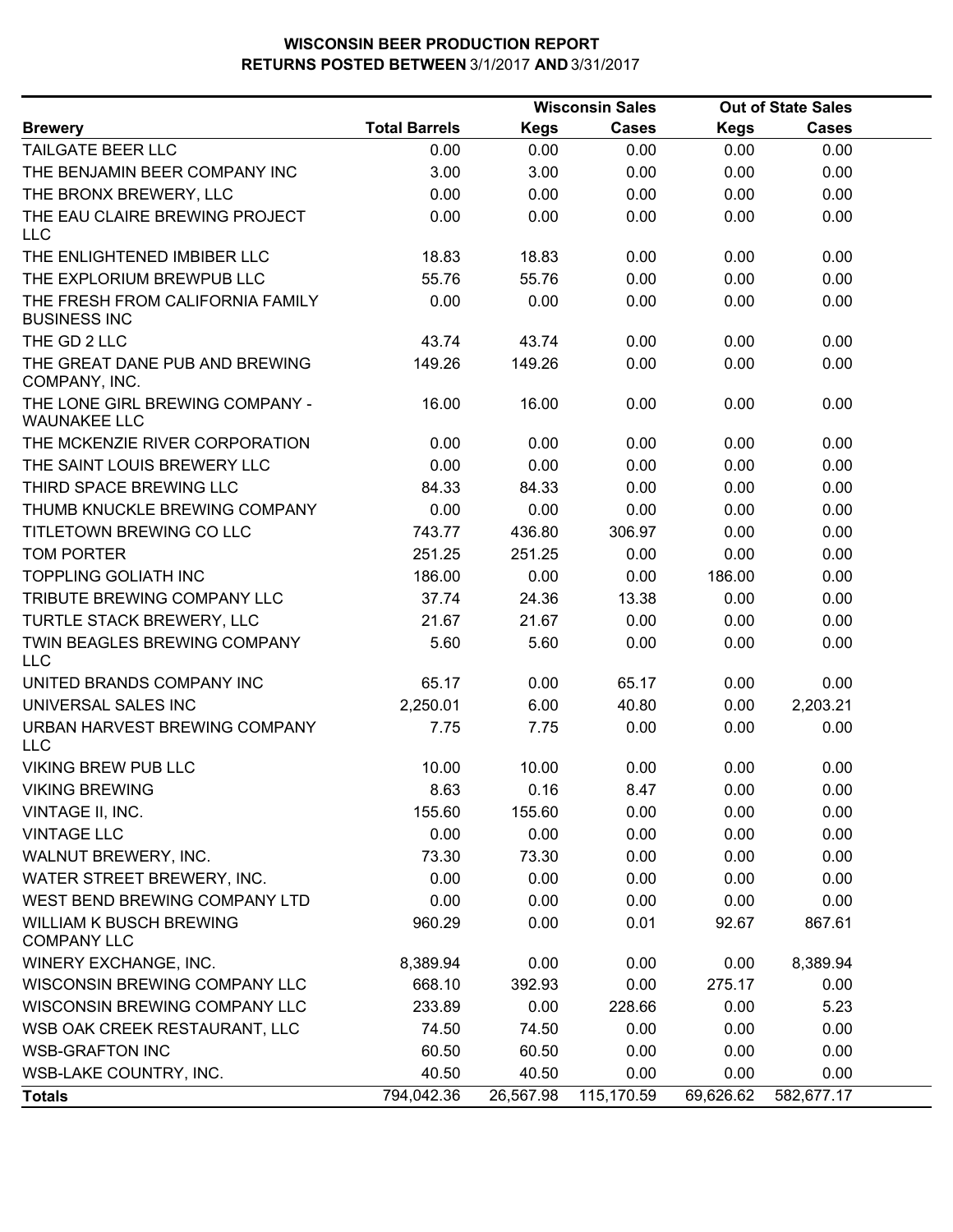# WISCONSIN BEER PRODUCTION REPORT
## RETURNS POSTED BETWEEN 3/1/2017 AND 3/31/2017

| | | Wisconsin Sales | | Out of State Sales | |
|---|---|---|---|---|---|
| **Brewery** | **Total Barrels** | **Kegs** | **Cases** | **Kegs** | **Cases** |
| TAILGATE BEER LLC | 0.00 | 0.00 | 0.00 | 0.00 | 0.00 |
| THE BENJAMIN BEER COMPANY INC | 3.00 | 3.00 | 0.00 | 0.00 | 0.00 |
| THE BRONX BREWERY, LLC | 0.00 | 0.00 | 0.00 | 0.00 | 0.00 |
| THE EAU CLAIRE BREWING PROJECT LLC | 0.00 | 0.00 | 0.00 | 0.00 | 0.00 |
| THE ENLIGHTENED IMBIBER LLC | 18.83 | 18.83 | 0.00 | 0.00 | 0.00 |
| THE EXPLORIUM BREWPUB LLC | 55.76 | 55.76 | 0.00 | 0.00 | 0.00 |
| THE FRESH FROM CALIFORNIA FAMILY BUSINESS INC | 0.00 | 0.00 | 0.00 | 0.00 | 0.00 |
| THE GD 2 LLC | 43.74 | 43.74 | 0.00 | 0.00 | 0.00 |
| THE GREAT DANE PUB AND BREWING COMPANY, INC. | 149.26 | 149.26 | 0.00 | 0.00 | 0.00 |
| THE LONE GIRL BREWING COMPANY - WAUNAKEE LLC | 16.00 | 16.00 | 0.00 | 0.00 | 0.00 |
| THE MCKENZIE RIVER CORPORATION | 0.00 | 0.00 | 0.00 | 0.00 | 0.00 |
| THE SAINT LOUIS BREWERY LLC | 0.00 | 0.00 | 0.00 | 0.00 | 0.00 |
| THIRD SPACE BREWING LLC | 84.33 | 84.33 | 0.00 | 0.00 | 0.00 |
| THUMB KNUCKLE BREWING COMPANY | 0.00 | 0.00 | 0.00 | 0.00 | 0.00 |
| TITLETOWN BREWING CO LLC | 743.77 | 436.80 | 306.97 | 0.00 | 0.00 |
| TOM PORTER | 251.25 | 251.25 | 0.00 | 0.00 | 0.00 |
| TOPPLING GOLIATH INC | 186.00 | 0.00 | 0.00 | 186.00 | 0.00 |
| TRIBUTE BREWING COMPANY LLC | 37.74 | 24.36 | 13.38 | 0.00 | 0.00 |
| TURTLE STACK BREWERY, LLC | 21.67 | 21.67 | 0.00 | 0.00 | 0.00 |
| TWIN BEAGLES BREWING COMPANY LLC | 5.60 | 5.60 | 0.00 | 0.00 | 0.00 |
| UNITED BRANDS COMPANY INC | 65.17 | 0.00 | 65.17 | 0.00 | 0.00 |
| UNIVERSAL SALES INC | 2,250.01 | 6.00 | 40.80 | 0.00 | 2,203.21 |
| URBAN HARVEST BREWING COMPANY LLC | 7.75 | 7.75 | 0.00 | 0.00 | 0.00 |
| VIKING BREW PUB LLC | 10.00 | 10.00 | 0.00 | 0.00 | 0.00 |
| VIKING BREWING | 8.63 | 0.16 | 8.47 | 0.00 | 0.00 |
| VINTAGE II, INC. | 155.60 | 155.60 | 0.00 | 0.00 | 0.00 |
| VINTAGE LLC | 0.00 | 0.00 | 0.00 | 0.00 | 0.00 |
| WALNUT BREWERY, INC. | 73.30 | 73.30 | 0.00 | 0.00 | 0.00 |
| WATER STREET BREWERY, INC. | 0.00 | 0.00 | 0.00 | 0.00 | 0.00 |
| WEST BEND BREWING COMPANY LTD | 0.00 | 0.00 | 0.00 | 0.00 | 0.00 |
| WILLIAM K BUSCH BREWING COMPANY LLC | 960.29 | 0.00 | 0.01 | 92.67 | 867.61 |
| WINERY EXCHANGE, INC. | 8,389.94 | 0.00 | 0.00 | 0.00 | 8,389.94 |
| WISCONSIN BREWING COMPANY LLC | 668.10 | 392.93 | 0.00 | 275.17 | 0.00 |
| WISCONSIN BREWING COMPANY LLC | 233.89 | 0.00 | 228.66 | 0.00 | 5.23 |
| WSB OAK CREEK RESTAURANT, LLC | 74.50 | 74.50 | 0.00 | 0.00 | 0.00 |
| WSB-GRAFTON INC | 60.50 | 60.50 | 0.00 | 0.00 | 0.00 |
| WSB-LAKE COUNTRY, INC. | 40.50 | 40.50 | 0.00 | 0.00 | 0.00 |
| **Totals** | 794,042.36 | 26,567.98 | 115,170.59 | 69,626.62 | 582,677.17 |